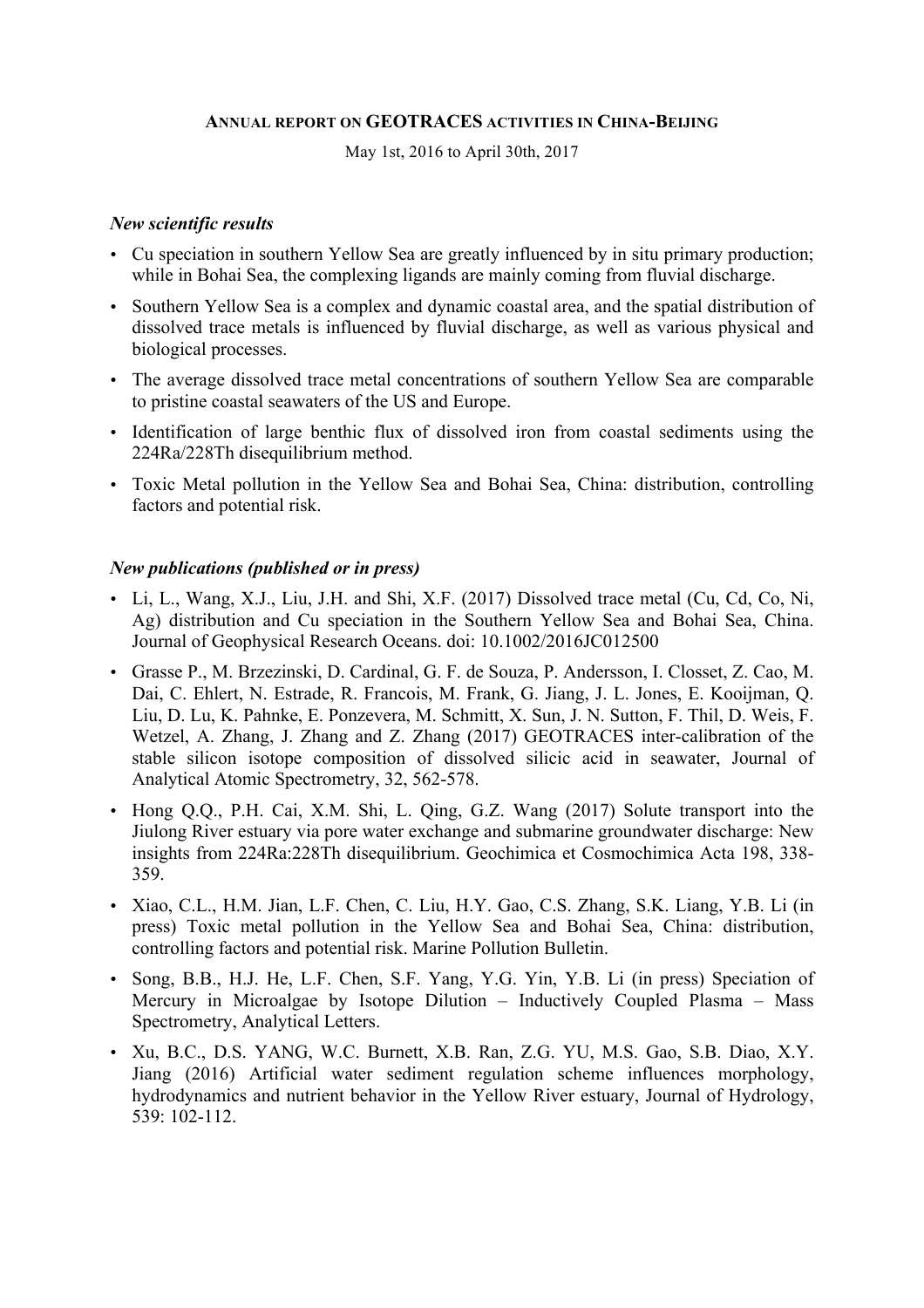# ANNUAL REPORT ON GEOTRACES ACTIVITIES IN CHINA-BEIJING

May 1st, 2016 to April 30th, 2017

### *New scientific results*

- Cu speciation in southern Yellow Sea are greatly influenced by in situ primary production; while in Bohai Sea, the complexing ligands are mainly coming from fluvial discharge.
- Southern Yellow Sea is a complex and dynamic coastal area, and the spatial distribution of dissolved trace metals is influenced by fluvial discharge, as well as various physical and biological processes.
- The average dissolved trace metal concentrations of southern Yellow Sea are comparable to pristine coastal seawaters of the US and Europe.
- Identification of large benthic flux of dissolved iron from coastal sediments using the 224Ra/228Th disequilibrium method.
- Toxic Metal pollution in the Yellow Sea and Bohai Sea, China: distribution, controlling factors and potential risk.

### *New publications (published or in press)*

- Li, L., Wang, X.J., Liu, J.H. and Shi, X.F. (2017) Dissolved trace metal (Cu, Cd, Co, Ni, Ag) distribution and Cu speciation in the Southern Yellow Sea and Bohai Sea, China. Journal of Geophysical Research Oceans. doi: 10.1002/2016JC012500
- Grasse P., M. Brzezinski, D. Cardinal, G. F. de Souza, P. Andersson, I. Closset, Z. Cao, M. Dai, C. Ehlert, N. Estrade, R. Francois, M. Frank, G. Jiang, J. L. Jones, E. Kooijman, Q. Liu, D. Lu, K. Pahnke, E. Ponzevera, M. Schmitt, X. Sun, J. N. Sutton, F. Thil, D. Weis, F. Wetzel, A. Zhang, J. Zhang and Z. Zhang (2017) GEOTRACES inter-calibration of the stable silicon isotope composition of dissolved silicic acid in seawater, Journal of Analytical Atomic Spectrometry, 32, 562-578.
- Hong Q.Q., P.H. Cai, X.M. Shi, L. Qing, G.Z. Wang (2017) Solute transport into the Jiulong River estuary via pore water exchange and submarine groundwater discharge: New insights from 224Ra:228Th disequilibrium. Geochimica et Cosmochimica Acta 198, 338-359.
- Xiao, C.L., H.M. Jian, L.F. Chen, C. Liu, H.Y. Gao, C.S. Zhang, S.K. Liang, Y.B. Li (in press) Toxic metal pollution in the Yellow Sea and Bohai Sea, China: distribution, controlling factors and potential risk. Marine Pollution Bulletin.
- Song, B.B., H.J. He, L.F. Chen, S.F. Yang, Y.G. Yin, Y.B. Li (in press) Speciation of Mercury in Microalgae by Isotope Dilution – Inductively Coupled Plasma – Mass Spectrometry, Analytical Letters.
- Xu, B.C., D.S. YANG, W.C. Burnett, X.B. Ran, Z.G. YU, M.S. Gao, S.B. Diao, X.Y. Jiang (2016) Artificial water sediment regulation scheme influences morphology, hydrodynamics and nutrient behavior in the Yellow River estuary, Journal of Hydrology, 539: 102-112.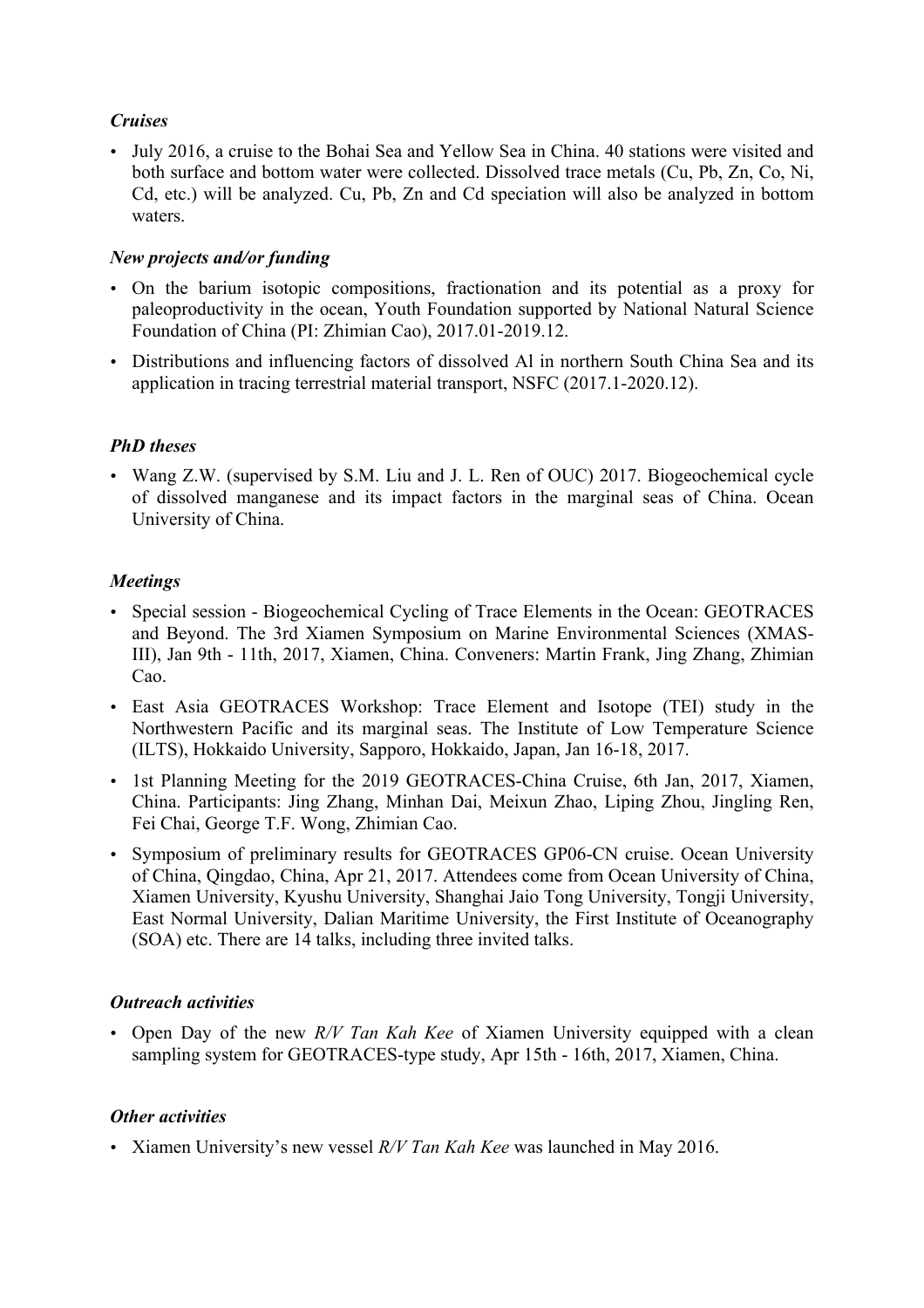### *Cruises*

- July 2016, a cruise to the Bohai Sea and Yellow Sea in China. 40 stations were visited and both surface and bottom water were collected. Dissolved trace metals (Cu, Pb, Zn, Co, Ni, Cd, etc.) will be analyzed. Cu, Pb, Zn and Cd speciation will also be analyzed in bottom waters.

### *New projects and/or funding*

- On the barium isotopic compositions, fractionation and its potential as a proxy for paleoproductivity in the ocean, Youth Foundation supported by National Natural Science Foundation of China (PI: Zhimian Cao), 2017.01-2019.12.
- Distributions and influencing factors of dissolved Al in northern South China Sea and its application in tracing terrestrial material transport, NSFC (2017.1-2020.12).

### *PhD theses*

- Wang Z.W. (supervised by S.M. Liu and J. L. Ren of OUC) 2017. Biogeochemical cycle of dissolved manganese and its impact factors in the marginal seas of China. Ocean University of China.

### *Meetings*

- Special session - Biogeochemical Cycling of Trace Elements in the Ocean: GEOTRACES and Beyond. The 3rd Xiamen Symposium on Marine Environmental Sciences (XMAS-III), Jan 9th - 11th, 2017, Xiamen, China. Conveners: Martin Frank, Jing Zhang, Zhimian Cao.
- East Asia GEOTRACES Workshop: Trace Element and Isotope (TEI) study in the Northwestern Pacific and its marginal seas. The Institute of Low Temperature Science (ILTS), Hokkaido University, Sapporo, Hokkaido, Japan, Jan 16-18, 2017.
- 1st Planning Meeting for the 2019 GEOTRACES-China Cruise, 6th Jan, 2017, Xiamen, China. Participants: Jing Zhang, Minhan Dai, Meixun Zhao, Liping Zhou, Jingling Ren, Fei Chai, George T.F. Wong, Zhimian Cao.
- Symposium of preliminary results for GEOTRACES GP06-CN cruise. Ocean University of China, Qingdao, China, Apr 21, 2017. Attendees come from Ocean University of China, Xiamen University, Kyushu University, Shanghai Jaio Tong University, Tongji University, East Normal University, Dalian Maritime University, the First Institute of Oceanography (SOA) etc. There are 14 talks, including three invited talks.

### *Outreach activities*

- Open Day of the new *R/V Tan Kah Kee* of Xiamen University equipped with a clean sampling system for GEOTRACES-type study, Apr 15th - 16th, 2017, Xiamen, China.

### *Other activities*

- Xiamen University's new vessel *R/V Tan Kah Kee* was launched in May 2016.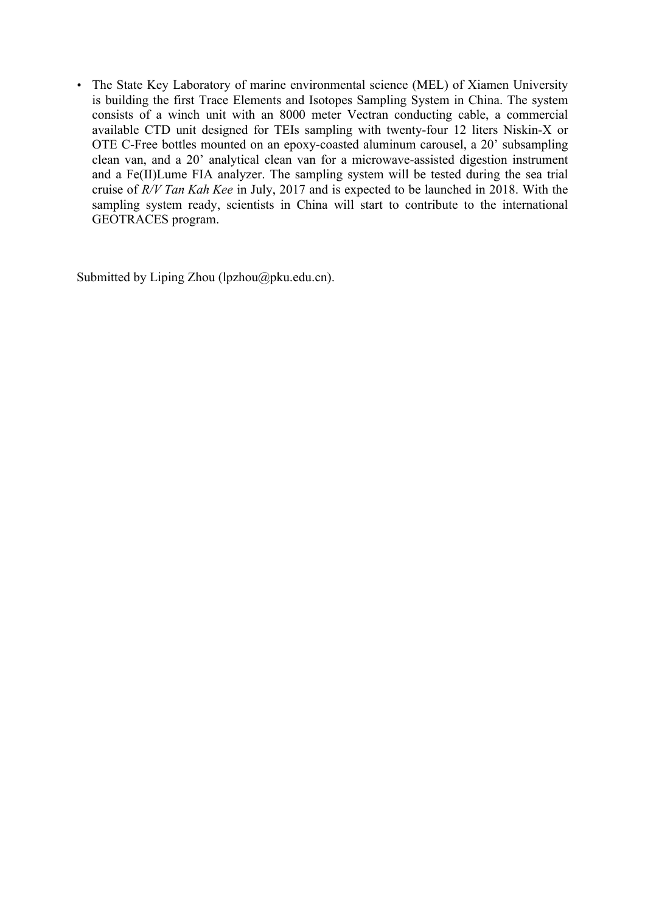- The State Key Laboratory of marine environmental science (MEL) of Xiamen University is building the first Trace Elements and Isotopes Sampling System in China. The system consists of a winch unit with an 8000 meter Vectran conducting cable, a commercial available CTD unit designed for TEIs sampling with twenty-four 12 liters Niskin-X or OTE C-Free bottles mounted on an epoxy-coasted aluminum carousel, a 20' subsampling clean van, and a 20' analytical clean van for a microwave-assisted digestion instrument and a Fe(II)Lume FIA analyzer. The sampling system will be tested during the sea trial cruise of *R/V Tan Kah Kee* in July, 2017 and is expected to be launched in 2018. With the sampling system ready, scientists in China will start to contribute to the international GEOTRACES program.

Submitted by Liping Zhou (lpzhou@pku.edu.cn).